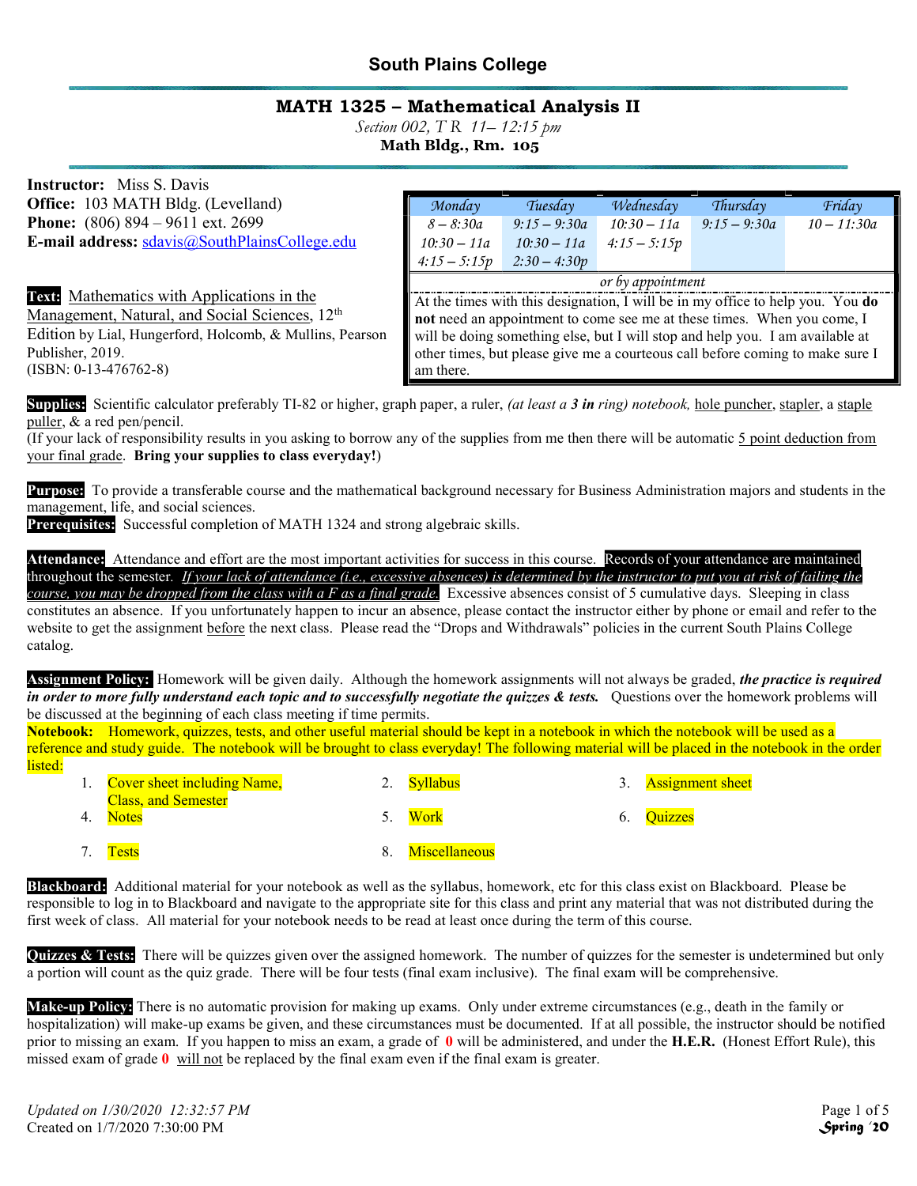# South Plains College

## MATH 1325 – Mathematical Analysis II

*Section 002, T R 11– 12:15 pm*

**Math Bldg., Rm. 105**

**Instructor:** Miss S. Davis
**Office:** 103 MATH Bldg. (Levelland)
**Phone:** (806) 894 – 9611 ext. 2699
**E-mail address:** sdavis@SouthPlainsCollege.edu

| *Monday* | *Tuesday* | *Wednesday* | *Thursday* | *Friday* |
|---|---|---|---|---|
| *8 – 8:30a* | *9:15 – 9:30a* | *10:30 – 11a* | *9:15 – 9:30a* | *10 – 11:30a* |
| *10:30 – 11a* | *10:30 – 11a* | *4:15 – 5:15p* | | |
| *4:15 – 5:15p* | *2:30 – 4:30p* | | | |
| *or by appointment* | | | | |

At the times with this designation, I will be in my office to help you. You **do not** need an appointment to come see me at these times. When you come, I will be doing something else, but I will stop and help you. I am available at other times, but please give me a courteous call before coming to make sure I am there.

**Text:** Mathematics with Applications in the Management, Natural, and Social Sciences, 12th Edition by Lial, Hungerford, Holcomb, & Mullins, Pearson Publisher, 2019. (ISBN: 0-13-476762-8)

**Supplies:** Scientific calculator preferably TI-82 or higher, graph paper, a ruler, *(at least a **3 in** ring) notebook,* hole puncher, stapler, a staple puller, & a red pen/pencil.
(If your lack of responsibility results in you asking to borrow any of the supplies from me then there will be automatic 5 point deduction from your final grade. **Bring your supplies to class everyday!**)

**Purpose:** To provide a transferable course and the mathematical background necessary for Business Administration majors and students in the management, life, and social sciences.
**Prerequisites:** Successful completion of MATH 1324 and strong algebraic skills.

**Attendance:** Attendance and effort are the most important activities for success in this course. Records of your attendance are maintained throughout the semester. *If your lack of attendance (i.e., excessive absences) is determined by the instructor to put you at risk of failing the course, you may be dropped from the class with a F as a final grade.* Excessive absences consist of 5 cumulative days. Sleeping in class constitutes an absence. If you unfortunately happen to incur an absence, please contact the instructor either by phone or email and refer to the website to get the assignment before the next class. Please read the "Drops and Withdrawals" policies in the current South Plains College catalog.

**Assignment Policy:** Homework will be given daily. Although the homework assignments will not always be graded, ***the practice is required in order to more fully understand each topic and to successfully negotiate the quizzes & tests.*** Questions over the homework problems will be discussed at the beginning of each class meeting if time permits.

**Notebook:** Homework, quizzes, tests, and other useful material should be kept in a notebook in which the notebook will be used as a reference and study guide. The notebook will be brought to class everyday! The following material will be placed in the notebook in the order listed:

1. Cover sheet including Name, Class, and Semester
2. Syllabus
3. Assignment sheet
4. Notes
5. Work
6. Quizzes
7. Tests
8. Miscellaneous

**Blackboard:** Additional material for your notebook as well as the syllabus, homework, etc for this class exist on Blackboard. Please be responsible to log in to Blackboard and navigate to the appropriate site for this class and print any material that was not distributed during the first week of class. All material for your notebook needs to be read at least once during the term of this course.

**Quizzes & Tests:** There will be quizzes given over the assigned homework. The number of quizzes for the semester is undetermined but only a portion will count as the quiz grade. There will be four tests (final exam inclusive). The final exam will be comprehensive.

**Make-up Policy:** There is no automatic provision for making up exams. Only under extreme circumstances (e.g., death in the family or hospitalization) will make-up exams be given, and these circumstances must be documented. If at all possible, the instructor should be notified prior to missing an exam. If you happen to miss an exam, a grade of **0** will be administered, and under the **H.E.R.** (Honest Effort Rule), this missed exam of grade **0** will not be replaced by the final exam even if the final exam is greater.

*Updated on 1/30/2020 12:32:57 PM*
Created on 1/7/2020 7:30:00 PM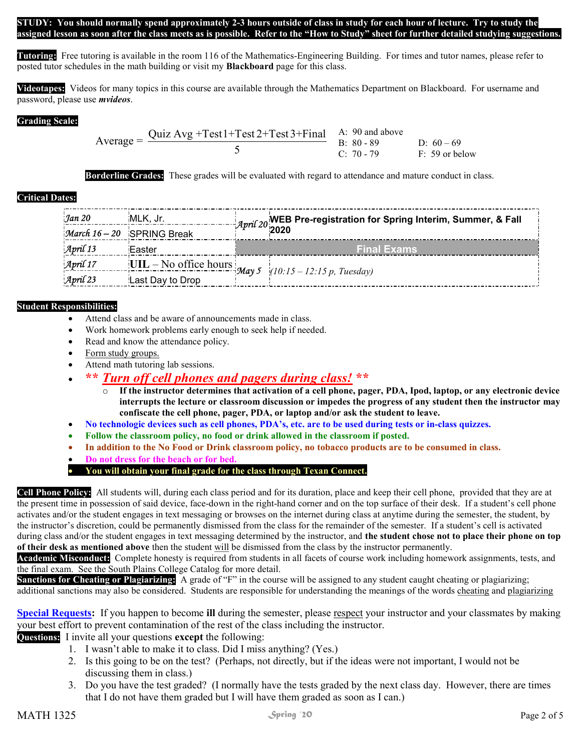**STUDY: You should normally spend approximately 2-3 hours outside of class in study for each hour of lecture. Try to study the assigned lesson as soon after the class meets as is possible. Refer to the "How to Study" sheet for further detailed studying suggestions.**

**Tutoring:** Free tutoring is available in the room 116 of the Mathematics-Engineering Building. For times and tutor names, please refer to posted tutor schedules in the math building or visit my **Blackboard** page for this class.

**Videotapes:** Videos for many topics in this course are available through the Mathematics Department on Blackboard. For username and password, please use ***mvideos***.

**Grading Scale:**

$$\text{Average} = \frac{\text{Quiz Avg} + \text{Test 1} + \text{Test 2} + \text{Test 3} + \text{Final}}{5}$$

A: 90 and above
B: 80 - 89
C: 70 - 79
D: 60 – 69
F: 59 or below

**Borderline Grades:** These grades will be evaluated with regard to attendance and mature conduct in class.

**Critical Dates:**

| | | | |
|---|---|---|---|
| *Jan 20* | MLK, Jr. | *April 20* | **WEB Pre-registration for Spring Interim, Summer, & Fall 2020** |
| *March 16 – 20* | SPRING Break | | |
| *April 13* | Easter | | **Final Exams** |
| *April 17* | **UIL** – No office hours | *May 5* | *(10:15 – 12:15 p, Tuesday)* |
| *April 23* | Last Day to Drop | | |

**Student Responsibilities:**

- Attend class and be aware of announcements made in class.
- Work homework problems early enough to seek help if needed.
- Read and know the attendance policy.
- Form study groups.
- Attend math tutoring lab sessions.
- ***\*\* Turn off cell phones and pagers during class! \*\****
  - **If the instructor determines that activation of a cell phone, pager, PDA, Ipod, laptop, or any electronic device interrupts the lecture or classroom discussion or impedes the progress of any student then the instructor may confiscate the cell phone, pager, PDA, or laptop and/or ask the student to leave.**
- **No technologic devices such as cell phones, PDA's, etc. are to be used during tests or in-class quizzes.**
- **Follow the classroom policy, no food or drink allowed in the classroom if posted.**
- **In addition to the No Food or Drink classroom policy, no tobacco products are to be consumed in class.**
- **Do not dress for the beach or for bed.**
- **You will obtain your final grade for the class through Texan Connect.**

**Cell Phone Policy:** All students will, during each class period and for its duration, place and keep their cell phone, provided that they are at the present time in possession of said device, face-down in the right-hand corner and on the top surface of their desk. If a student's cell phone activates and/or the student engages in text messaging or browses on the internet during class at anytime during the semester, the student, by the instructor's discretion, could be permanently dismissed from the class for the remainder of the semester. If a student's cell is activated during class and/or the student engages in text messaging determined by the instructor, and **the student chose not to place their phone on top of their desk as mentioned above** then the student will be dismissed from the class by the instructor permanently.

**Academic Misconduct:** Complete honesty is required from students in all facets of course work including homework assignments, tests, and the final exam. See the South Plains College Catalog for more detail.

**Sanctions for Cheating or Plagiarizing:** A grade of "F" in the course will be assigned to any student caught cheating or plagiarizing; additional sanctions may also be considered. Students are responsible for understanding the meanings of the words cheating and plagiarizing

**Special Requests:** If you happen to become **ill** during the semester, please respect your instructor and your classmates by making your best effort to prevent contamination of the rest of the class including the instructor.

**Questions:** I invite all your questions **except** the following:

1. I wasn't able to make it to class. Did I miss anything? (Yes.)
2. Is this going to be on the test? (Perhaps, not directly, but if the ideas were not important, I would not be discussing them in class.)
3. Do you have the test graded? (I normally have the tests graded by the next class day. However, there are times that I do not have them graded but I will have them graded as soon as I can.)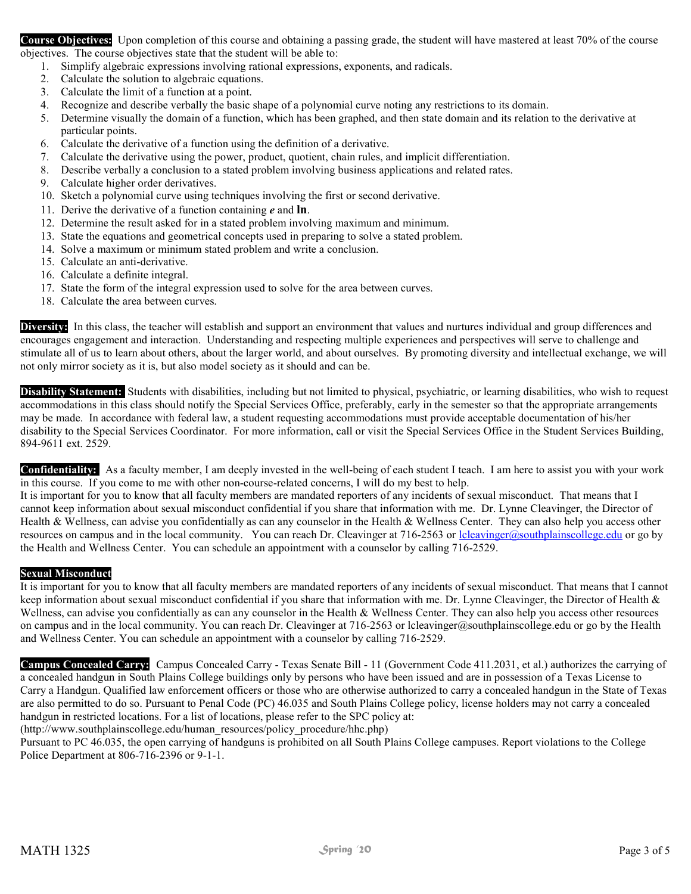**Course Objectives:** Upon completion of this course and obtaining a passing grade, the student will have mastered at least 70% of the course objectives. The course objectives state that the student will be able to:

1. Simplify algebraic expressions involving rational expressions, exponents, and radicals.
2. Calculate the solution to algebraic equations.
3. Calculate the limit of a function at a point.
4. Recognize and describe verbally the basic shape of a polynomial curve noting any restrictions to its domain.
5. Determine visually the domain of a function, which has been graphed, and then state domain and its relation to the derivative at particular points.
6. Calculate the derivative of a function using the definition of a derivative.
7. Calculate the derivative using the power, product, quotient, chain rules, and implicit differentiation.
8. Describe verbally a conclusion to a stated problem involving business applications and related rates.
9. Calculate higher order derivatives.
10. Sketch a polynomial curve using techniques involving the first or second derivative.
11. Derive the derivative of a function containing $e$ and **ln**.
12. Determine the result asked for in a stated problem involving maximum and minimum.
13. State the equations and geometrical concepts used in preparing to solve a stated problem.
14. Solve a maximum or minimum stated problem and write a conclusion.
15. Calculate an anti-derivative.
16. Calculate a definite integral.
17. State the form of the integral expression used to solve for the area between curves.
18. Calculate the area between curves.

**Diversity:** In this class, the teacher will establish and support an environment that values and nurtures individual and group differences and encourages engagement and interaction. Understanding and respecting multiple experiences and perspectives will serve to challenge and stimulate all of us to learn about others, about the larger world, and about ourselves. By promoting diversity and intellectual exchange, we will not only mirror society as it is, but also model society as it should and can be.

**Disability Statement:** Students with disabilities, including but not limited to physical, psychiatric, or learning disabilities, who wish to request accommodations in this class should notify the Special Services Office, preferably, early in the semester so that the appropriate arrangements may be made. In accordance with federal law, a student requesting accommodations must provide acceptable documentation of his/her disability to the Special Services Coordinator. For more information, call or visit the Special Services Office in the Student Services Building, 894-9611 ext. 2529.

**Confidentiality:** As a faculty member, I am deeply invested in the well-being of each student I teach. I am here to assist you with your work in this course. If you come to me with other non-course-related concerns, I will do my best to help.
It is important for you to know that all faculty members are mandated reporters of any incidents of sexual misconduct. That means that I cannot keep information about sexual misconduct confidential if you share that information with me. Dr. Lynne Cleavinger, the Director of Health & Wellness, can advise you confidentially as can any counselor in the Health & Wellness Center. They can also help you access other resources on campus and in the local community. You can reach Dr. Cleavinger at 716-2563 or lcleavinger@southplainscollege.edu or go by the Health and Wellness Center. You can schedule an appointment with a counselor by calling 716-2529.

**Sexual Misconduct**
It is important for you to know that all faculty members are mandated reporters of any incidents of sexual misconduct. That means that I cannot keep information about sexual misconduct confidential if you share that information with me. Dr. Lynne Cleavinger, the Director of Health & Wellness, can advise you confidentially as can any counselor in the Health & Wellness Center. They can also help you access other resources on campus and in the local community. You can reach Dr. Cleavinger at 716-2563 or lcleavinger@southplainscollege.edu or go by the Health and Wellness Center. You can schedule an appointment with a counselor by calling 716-2529.

**Campus Concealed Carry:** Campus Concealed Carry - Texas Senate Bill - 11 (Government Code 411.2031, et al.) authorizes the carrying of a concealed handgun in South Plains College buildings only by persons who have been issued and are in possession of a Texas License to Carry a Handgun. Qualified law enforcement officers or those who are otherwise authorized to carry a concealed handgun in the State of Texas are also permitted to do so. Pursuant to Penal Code (PC) 46.035 and South Plains College policy, license holders may not carry a concealed handgun in restricted locations. For a list of locations, please refer to the SPC policy at:
(http://www.southplainscollege.edu/human_resources/policy_procedure/hhc.php)
Pursuant to PC 46.035, the open carrying of handguns is prohibited on all South Plains College campuses. Report violations to the College Police Department at 806-716-2396 or 9-1-1.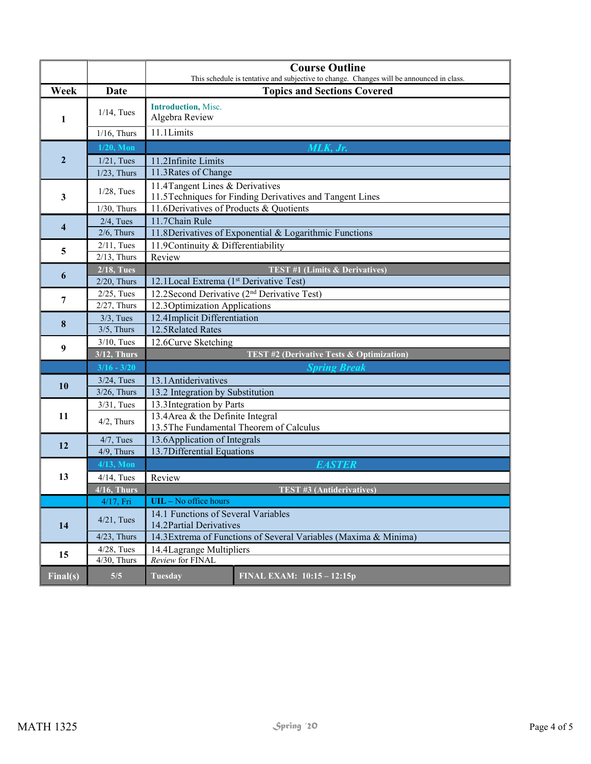| Week | Date | Course Outline<br>This schedule is tentative and subjective to change. Changes will be announced in class.<br>Topics and Sections Covered |
|---|---|---|
| 1 | 1/14, Tues | **Introduction,** Misc.<br>Algebra Review |
| | 1/16, Thurs | 11.1Limits |
| 2 | **1/20, Mon** | ***MLK, Jr.*** |
| | 1/21, Tues | 11.2Infinite Limits |
| | 1/23, Thurs | 11.3Rates of Change |
| 3 | 1/28, Tues | 11.4Tangent Lines & Derivatives<br>11.5Techniques for Finding Derivatives and Tangent Lines |
| | 1/30, Thurs | 11.6Derivatives of Products & Quotients |
| 4 | 2/4, Tues | 11.7Chain Rule |
| | 2/6, Thurs | 11.8Derivatives of Exponential & Logarithmic Functions |
| 5 | 2/11, Tues | 11.9Continuity & Differentiability |
| | 2/13, Thurs | Review |
| 6 | **2/18, Tues** | **TEST #1 (Limits & Derivatives)** |
| | 2/20, Thurs | 12.1Local Extrema (1st Derivative Test) |
| 7 | 2/25, Tues | 12.2Second Derivative (2nd Derivative Test) |
| | 2/27, Thurs | 12.3Optimization Applications |
| 8 | 3/3, Tues | 12.4Implicit Differentiation |
| | 3/5, Thurs | 12.5Related Rates |
| 9 | 3/10, Tues | 12.6Curve Sketching |
| | **3/12, Thurs** | **TEST #2 (Derivative Tests & Optimization)** |
| | **3/16 - 3/20** | ***Spring Break*** |
| 10 | 3/24, Tues | 13.1Antiderivatives |
| | 3/26, Thurs | 13.2 Integration by Substitution |
| 11 | 3/31, Tues | 13.3Integration by Parts |
| | 4/2, Thurs | 13.4Area & the Definite Integral<br>13.5The Fundamental Theorem of Calculus |
| 12 | 4/7, Tues | 13.6Application of Integrals |
| | 4/9, Thurs | 13.7Differential Equations |
| 13 | **4/13, Mon** | ***EASTER*** |
| | 4/14, Tues | Review |
| | **4/16, Thurs** | **TEST #3 (Antiderivatives)** |
| | 4/17, Fri | **UIL** – No office hours |
| 14 | 4/21, Tues | 14.1 Functions of Several Variables<br>14.2Partial Derivatives |
| | 4/23, Thurs | 14.3Extrema of Functions of Several Variables (Maxima & Minima) |
| 15 | 4/28, Tues | 14.4Lagrange Multipliers |
| | 4/30, Thurs | *Review* for FINAL |
| **Final(s)** | **5/5** | **Tuesday** — **FINAL EXAM: 10:15 – 12:15p** |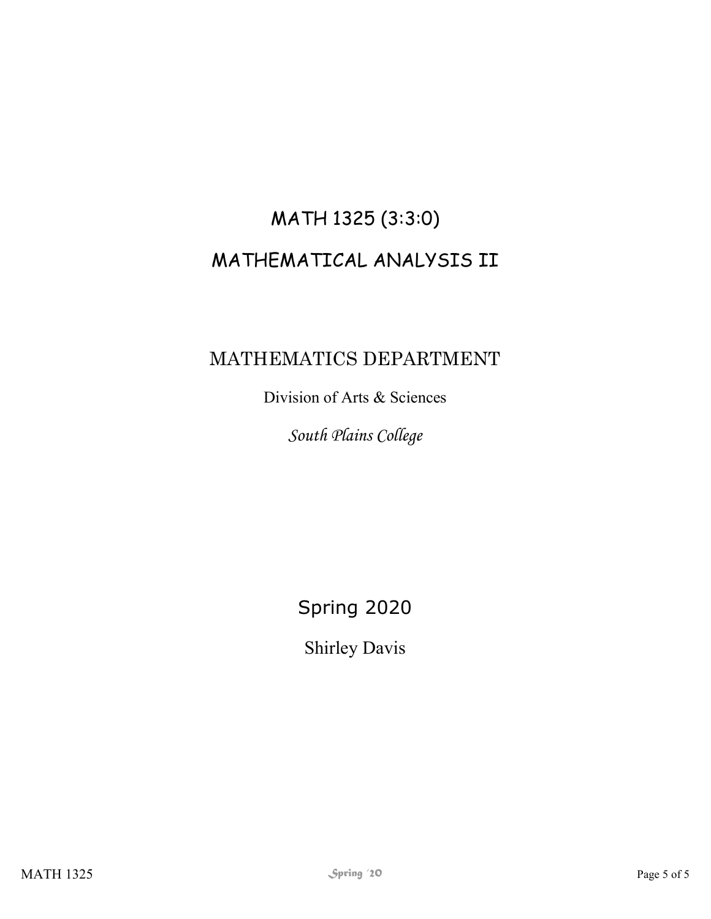# MATH 1325 (3:3:0)

# MATHEMATICAL ANALYSIS II

## MATHEMATICS DEPARTMENT

Division of Arts & Sciences

*South Plains College*

Spring 2020

Shirley Davis